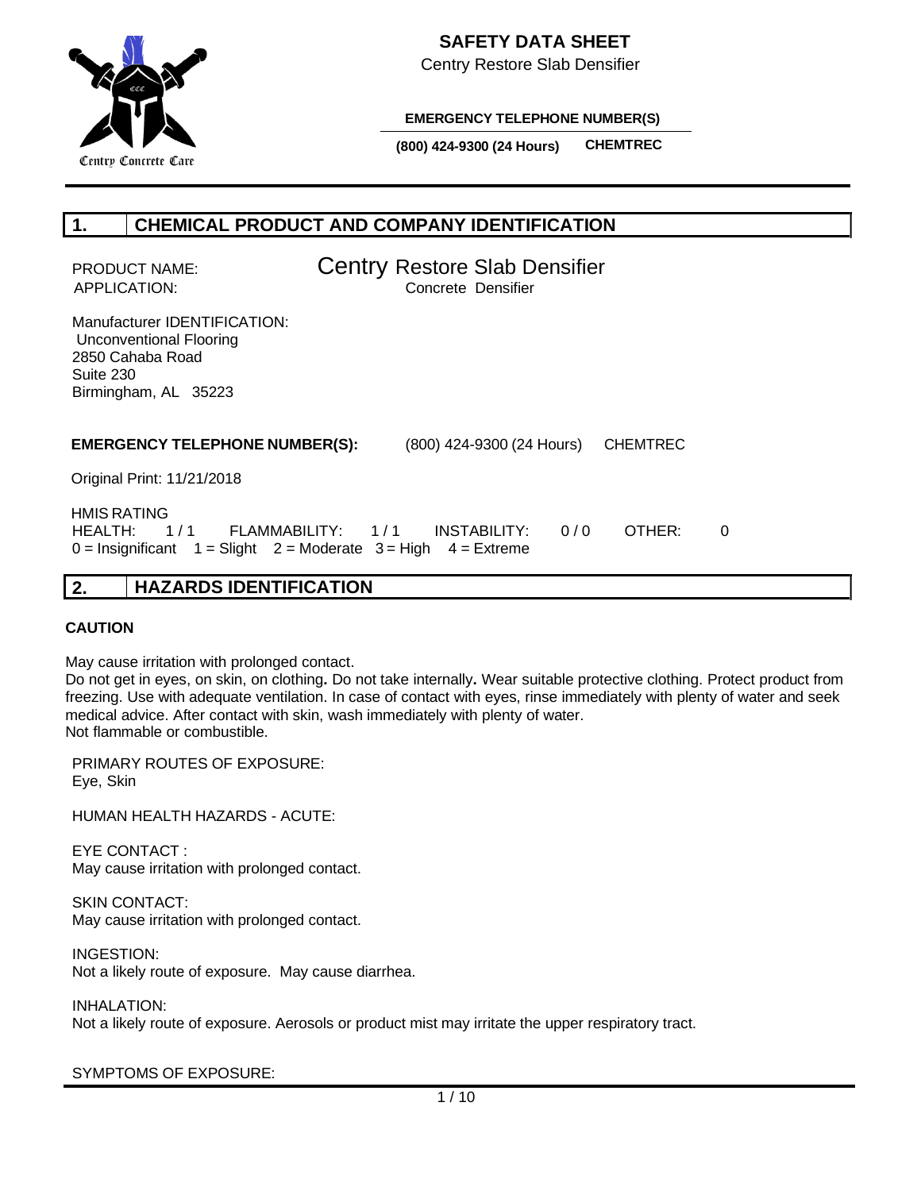# SAFETY DATA SHEET

Centry Restore Slab Densifier

**EMERGENCY TELEPHONE NUMBER(S)**

**(800) 424-9300 (24 Hours)** **CHEMTREC**

Centry Concrete Care

## 1. CHEMICAL PRODUCT AND COMPANY IDENTIFICATION

PRODUCT NAME: Centry Restore Slab Densifier
APPLICATION: Concrete Densifier

Manufacturer IDENTIFICATION:
Unconventional Flooring
2850 Cahaba Road
Suite 230
Birmingham, AL 35223

**EMERGENCY TELEPHONE NUMBER(S):** (800) 424-9300 (24 Hours) CHEMTREC

Original Print: 11/21/2018

HMIS RATING
HEALTH: 1 / 1 FLAMMABILITY: 1 / 1 INSTABILITY: 0 / 0 OTHER: 0
0 = Insignificant 1 = Slight 2 = Moderate 3 = High 4 = Extreme

## 2. HAZARDS IDENTIFICATION

**CAUTION**

May cause irritation with prolonged contact.
Do not get in eyes, on skin, on clothing**.** Do not take internally**.** Wear suitable protective clothing. Protect product from freezing. Use with adequate ventilation. In case of contact with eyes, rinse immediately with plenty of water and seek medical advice. After contact with skin, wash immediately with plenty of water.
Not flammable or combustible.

PRIMARY ROUTES OF EXPOSURE:
Eye, Skin

HUMAN HEALTH HAZARDS - ACUTE:

EYE CONTACT :
May cause irritation with prolonged contact.

SKIN CONTACT:
May cause irritation with prolonged contact.

INGESTION:
Not a likely route of exposure. May cause diarrhea.

INHALATION:
Not a likely route of exposure. Aerosols or product mist may irritate the upper respiratory tract.

SYMPTOMS OF EXPOSURE: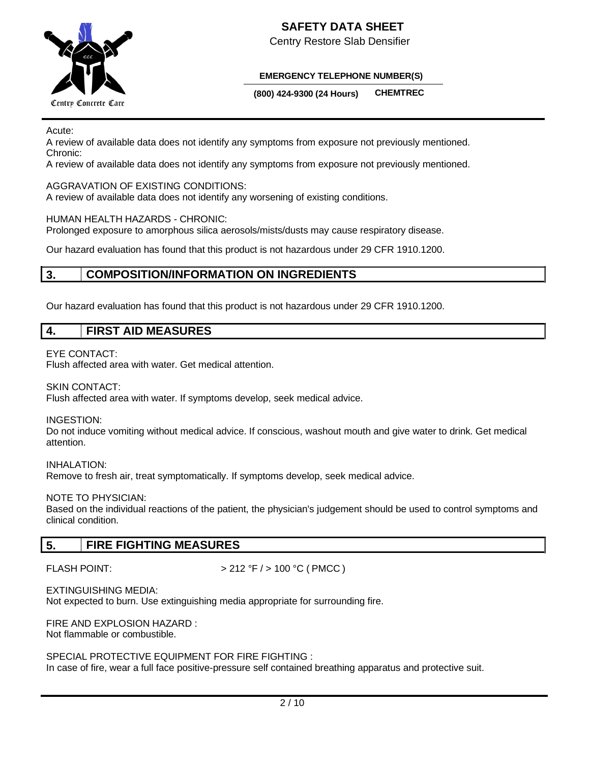Acute:

A review of available data does not identify any symptoms from exposure not previously mentioned.

Chronic:

A review of available data does not identify any symptoms from exposure not previously mentioned.

AGGRAVATION OF EXISTING CONDITIONS:

A review of available data does not identify any worsening of existing conditions.

HUMAN HEALTH HAZARDS - CHRONIC:

Prolonged exposure to amorphous silica aerosols/mists/dusts may cause respiratory disease.

Our hazard evaluation has found that this product is not hazardous under 29 CFR 1910.1200.

## 3. COMPOSITION/INFORMATION ON INGREDIENTS

Our hazard evaluation has found that this product is not hazardous under 29 CFR 1910.1200.

## 4. FIRST AID MEASURES

EYE CONTACT:

Flush affected area with water. Get medical attention.

SKIN CONTACT:

Flush affected area with water. If symptoms develop, seek medical advice.

INGESTION:

Do not induce vomiting without medical advice. If conscious, washout mouth and give water to drink. Get medical attention.

INHALATION:

Remove to fresh air, treat symptomatically. If symptoms develop, seek medical advice.

NOTE TO PHYSICIAN:

Based on the individual reactions of the patient, the physician's judgement should be used to control symptoms and clinical condition.

## 5. FIRE FIGHTING MEASURES

FLASH POINT: > 212 °F / > 100 °C ( PMCC )

EXTINGUISHING MEDIA:

Not expected to burn. Use extinguishing media appropriate for surrounding fire.

FIRE AND EXPLOSION HAZARD :

Not flammable or combustible.

SPECIAL PROTECTIVE EQUIPMENT FOR FIRE FIGHTING :

In case of fire, wear a full face positive-pressure self contained breathing apparatus and protective suit.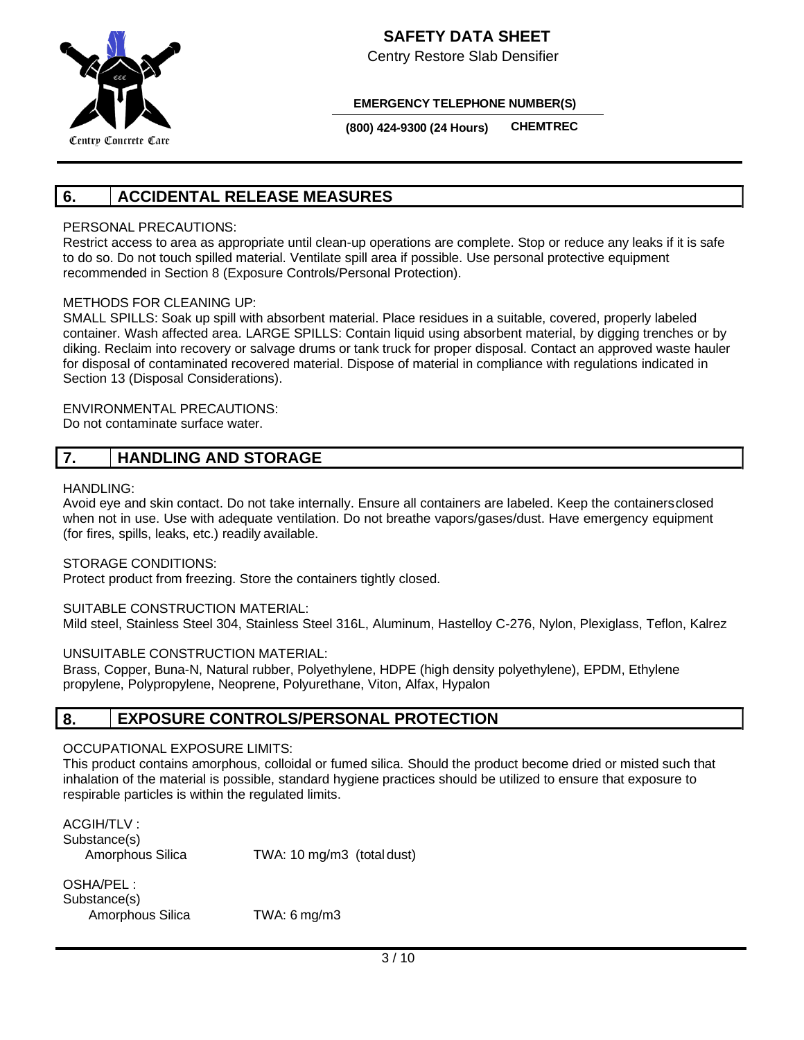## 6. ACCIDENTAL RELEASE MEASURES

PERSONAL PRECAUTIONS:
Restrict access to area as appropriate until clean-up operations are complete. Stop or reduce any leaks if it is safe to do so. Do not touch spilled material. Ventilate spill area if possible. Use personal protective equipment recommended in Section 8 (Exposure Controls/Personal Protection).

METHODS FOR CLEANING UP:
SMALL SPILLS: Soak up spill with absorbent material. Place residues in a suitable, covered, properly labeled container. Wash affected area. LARGE SPILLS: Contain liquid using absorbent material, by digging trenches or by diking. Reclaim into recovery or salvage drums or tank truck for proper disposal. Contact an approved waste hauler for disposal of contaminated recovered material. Dispose of material in compliance with regulations indicated in Section 13 (Disposal Considerations).

ENVIRONMENTAL PRECAUTIONS:
Do not contaminate surface water.

## 7. HANDLING AND STORAGE

HANDLING:
Avoid eye and skin contact. Do not take internally. Ensure all containers are labeled. Keep the containers closed when not in use. Use with adequate ventilation. Do not breathe vapors/gases/dust. Have emergency equipment (for fires, spills, leaks, etc.) readily available.

STORAGE CONDITIONS:
Protect product from freezing. Store the containers tightly closed.

SUITABLE CONSTRUCTION MATERIAL:
Mild steel, Stainless Steel 304, Stainless Steel 316L, Aluminum, Hastelloy C-276, Nylon, Plexiglass, Teflon, Kalrez

UNSUITABLE CONSTRUCTION MATERIAL:
Brass, Copper, Buna-N, Natural rubber, Polyethylene, HDPE (high density polyethylene), EPDM, Ethylene propylene, Polypropylene, Neoprene, Polyurethane, Viton, Alfax, Hypalon

## 8. EXPOSURE CONTROLS/PERSONAL PROTECTION

OCCUPATIONAL EXPOSURE LIMITS:
This product contains amorphous, colloidal or fumed silica. Should the product become dried or misted such that inhalation of the material is possible, standard hygiene practices should be utilized to ensure that exposure to respirable particles is within the regulated limits.

ACGIH/TLV :
Substance(s)

| | |
|---|---|
| Amorphous Silica | TWA: 10 mg/m3 (total dust) |

OSHA/PEL :
Substance(s)

| | |
|---|---|
| Amorphous Silica | TWA: 6 mg/m3 |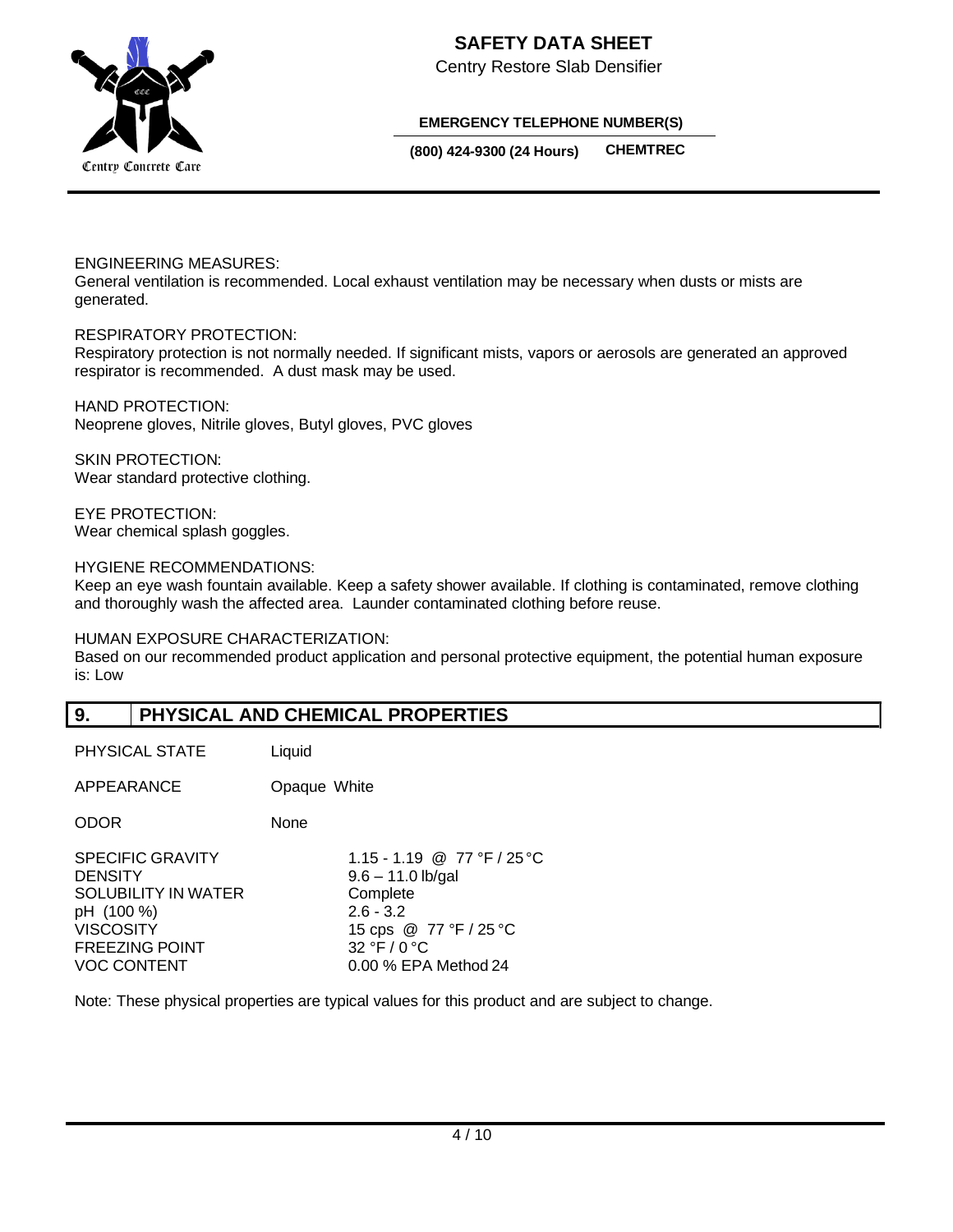ENGINEERING MEASURES:
General ventilation is recommended. Local exhaust ventilation may be necessary when dusts or mists are generated.

RESPIRATORY PROTECTION:
Respiratory protection is not normally needed. If significant mists, vapors or aerosols are generated an approved respirator is recommended. A dust mask may be used.

HAND PROTECTION:
Neoprene gloves, Nitrile gloves, Butyl gloves, PVC gloves

SKIN PROTECTION:
Wear standard protective clothing.

EYE PROTECTION:
Wear chemical splash goggles.

HYGIENE RECOMMENDATIONS:
Keep an eye wash fountain available. Keep a safety shower available. If clothing is contaminated, remove clothing and thoroughly wash the affected area. Launder contaminated clothing before reuse.

HUMAN EXPOSURE CHARACTERIZATION:
Based on our recommended product application and personal protective equipment, the potential human exposure is: Low

## 9. PHYSICAL AND CHEMICAL PROPERTIES

| | |
|---|---|
| PHYSICAL STATE | Liquid |
| APPEARANCE | Opaque White |
| ODOR | None |
| SPECIFIC GRAVITY | 1.15 - 1.19 @ 77 °F / 25 °C |
| DENSITY | 9.6 – 11.0 lb/gal |
| SOLUBILITY IN WATER | Complete |
| pH (100 %) | 2.6 - 3.2 |
| VISCOSITY | 15 cps @ 77 °F / 25 °C |
| FREEZING POINT | 32 °F / 0 °C |
| VOC CONTENT | 0.00 % EPA Method 24 |

Note: These physical properties are typical values for this product and are subject to change.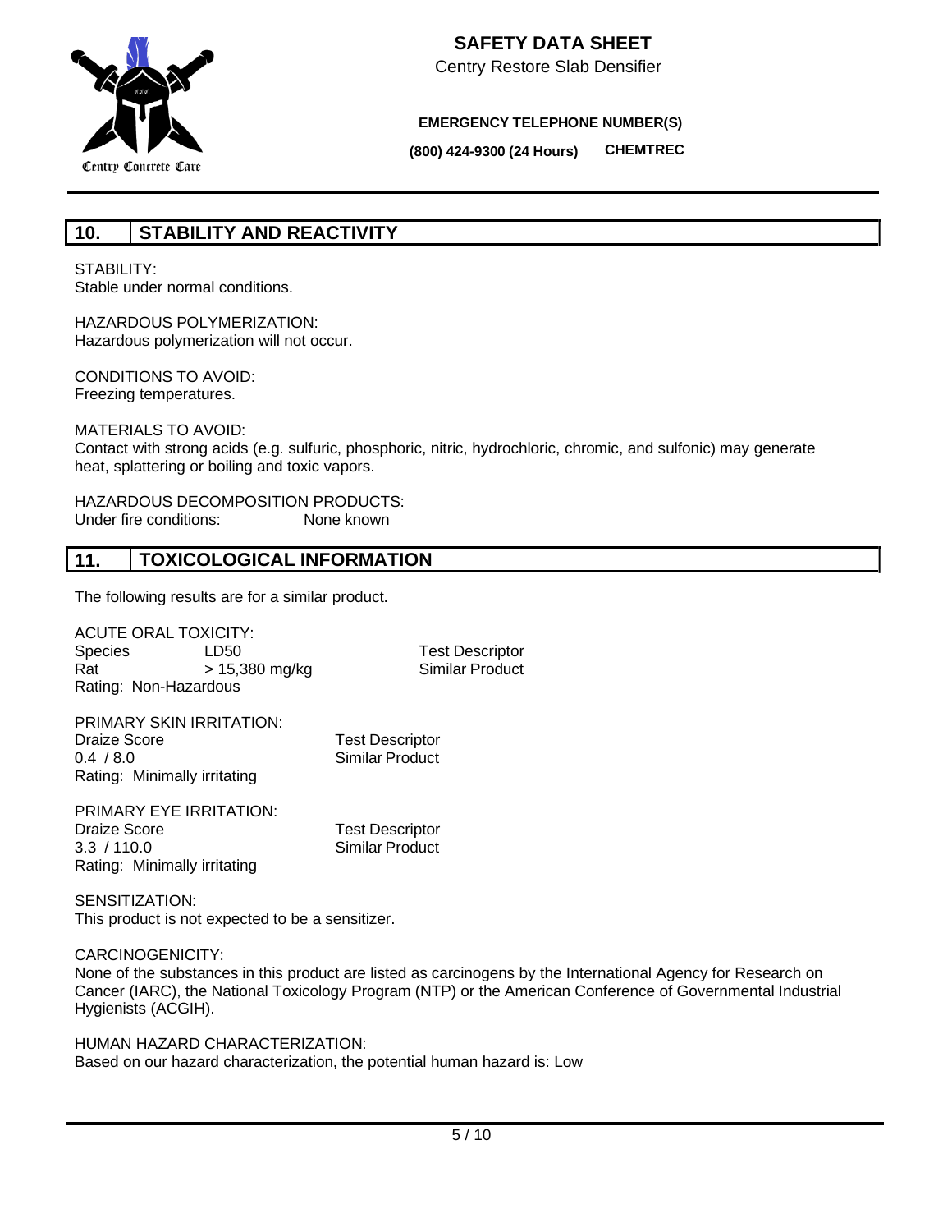## 10. STABILITY AND REACTIVITY

STABILITY:
Stable under normal conditions.

HAZARDOUS POLYMERIZATION:
Hazardous polymerization will not occur.

CONDITIONS TO AVOID:
Freezing temperatures.

MATERIALS TO AVOID:
Contact with strong acids (e.g. sulfuric, phosphoric, nitric, hydrochloric, chromic, and sulfonic) may generate heat, splattering or boiling and toxic vapors.

HAZARDOUS DECOMPOSITION PRODUCTS:
Under fire conditions: None known

## 11. TOXICOLOGICAL INFORMATION

The following results are for a similar product.

ACUTE ORAL TOXICITY:

| Species | LD50 | Test Descriptor |
|---|---|---|
| Rat | > 15,380 mg/kg | Similar Product |

Rating: Non-Hazardous

PRIMARY SKIN IRRITATION:

| Draize Score | Test Descriptor |
|---|---|
| 0.4 / 8.0 | Similar Product |

Rating: Minimally irritating

PRIMARY EYE IRRITATION:

| Draize Score | Test Descriptor |
|---|---|
| 3.3 / 110.0 | Similar Product |

Rating: Minimally irritating

SENSITIZATION:
This product is not expected to be a sensitizer.

CARCINOGENICITY:
None of the substances in this product are listed as carcinogens by the International Agency for Research on Cancer (IARC), the National Toxicology Program (NTP) or the American Conference of Governmental Industrial Hygienists (ACGIH).

HUMAN HAZARD CHARACTERIZATION:
Based on our hazard characterization, the potential human hazard is: Low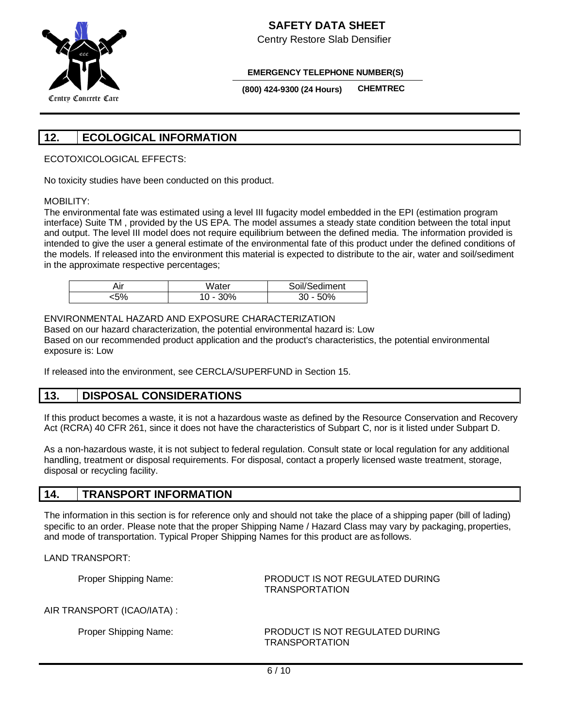## 12. ECOLOGICAL INFORMATION

ECOTOXICOLOGICAL EFFECTS:

No toxicity studies have been conducted on this product.

MOBILITY:

The environmental fate was estimated using a level III fugacity model embedded in the EPI (estimation program interface) Suite TM , provided by the US EPA. The model assumes a steady state condition between the total input and output. The level III model does not require equilibrium between the defined media. The information provided is intended to give the user a general estimate of the environmental fate of this product under the defined conditions of the models. If released into the environment this material is expected to distribute to the air, water and soil/sediment in the approximate respective percentages;

| Air | Water | Soil/Sediment |
|---|---|---|
| <5% | 10 - 30% | 30 - 50% |

ENVIRONMENTAL HAZARD AND EXPOSURE CHARACTERIZATION

Based on our hazard characterization, the potential environmental hazard is: Low

Based on our recommended product application and the product's characteristics, the potential environmental exposure is: Low

If released into the environment, see CERCLA/SUPERFUND in Section 15.

## 13. DISPOSAL CONSIDERATIONS

If this product becomes a waste, it is not a hazardous waste as defined by the Resource Conservation and Recovery Act (RCRA) 40 CFR 261, since it does not have the characteristics of Subpart C, nor is it listed under Subpart D.

As a non-hazardous waste, it is not subject to federal regulation. Consult state or local regulation for any additional handling, treatment or disposal requirements. For disposal, contact a properly licensed waste treatment, storage, disposal or recycling facility.

## 14. TRANSPORT INFORMATION

The information in this section is for reference only and should not take the place of a shipping paper (bill of lading) specific to an order. Please note that the proper Shipping Name / Hazard Class may vary by packaging, properties, and mode of transportation. Typical Proper Shipping Names for this product are as follows.

LAND TRANSPORT:

Proper Shipping Name: PRODUCT IS NOT REGULATED DURING TRANSPORTATION

AIR TRANSPORT (ICAO/IATA) :

Proper Shipping Name: PRODUCT IS NOT REGULATED DURING TRANSPORTATION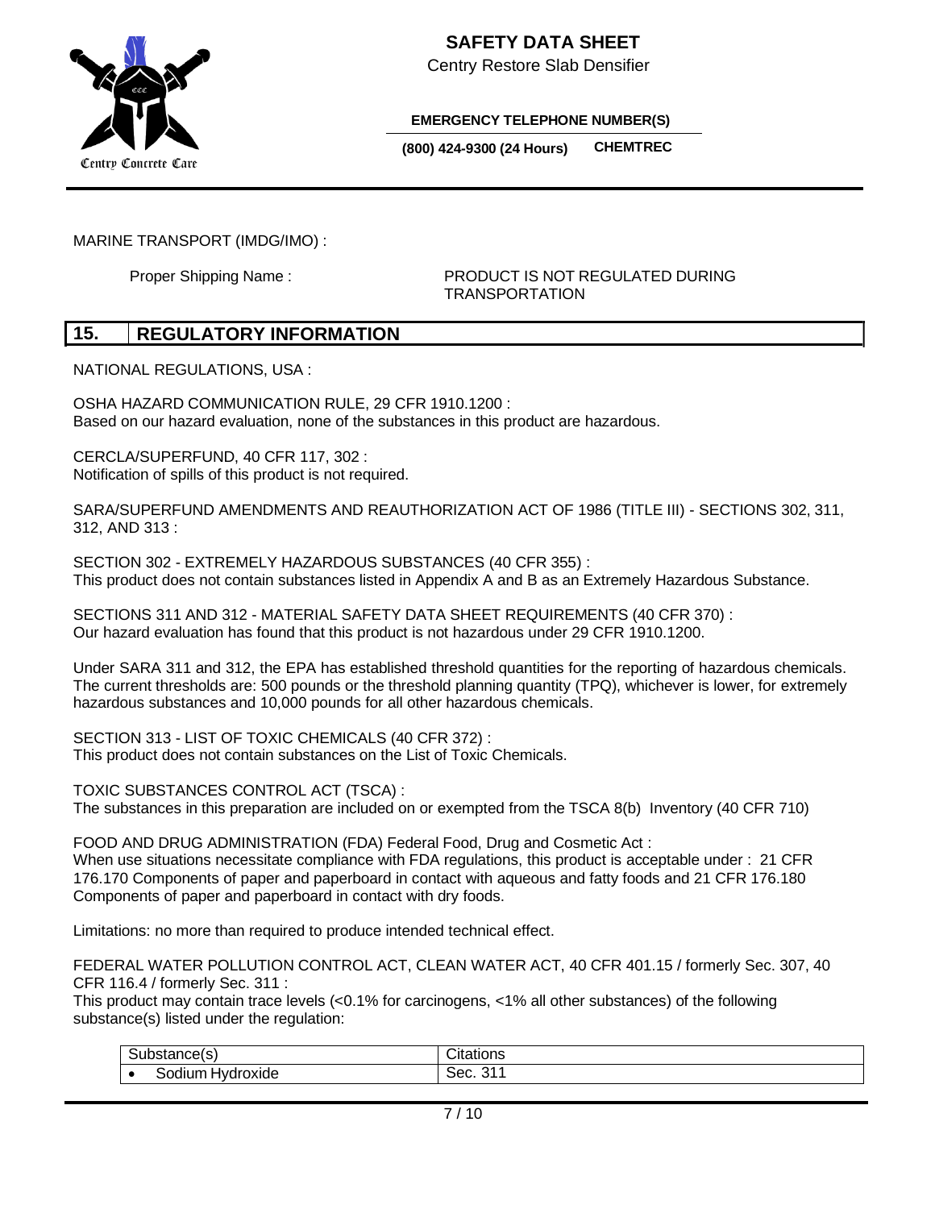MARINE TRANSPORT (IMDG/IMO) :

Proper Shipping Name : PRODUCT IS NOT REGULATED DURING TRANSPORTATION

## 15. REGULATORY INFORMATION

NATIONAL REGULATIONS, USA :

OSHA HAZARD COMMUNICATION RULE, 29 CFR 1910.1200 :
Based on our hazard evaluation, none of the substances in this product are hazardous.

CERCLA/SUPERFUND, 40 CFR 117, 302 :
Notification of spills of this product is not required.

SARA/SUPERFUND AMENDMENTS AND REAUTHORIZATION ACT OF 1986 (TITLE III) - SECTIONS 302, 311, 312, AND 313 :

SECTION 302 - EXTREMELY HAZARDOUS SUBSTANCES (40 CFR 355) :
This product does not contain substances listed in Appendix A and B as an Extremely Hazardous Substance.

SECTIONS 311 AND 312 - MATERIAL SAFETY DATA SHEET REQUIREMENTS (40 CFR 370) :
Our hazard evaluation has found that this product is not hazardous under 29 CFR 1910.1200.

Under SARA 311 and 312, the EPA has established threshold quantities for the reporting of hazardous chemicals. The current thresholds are: 500 pounds or the threshold planning quantity (TPQ), whichever is lower, for extremely hazardous substances and 10,000 pounds for all other hazardous chemicals.

SECTION 313 - LIST OF TOXIC CHEMICALS (40 CFR 372) :
This product does not contain substances on the List of Toxic Chemicals.

TOXIC SUBSTANCES CONTROL ACT (TSCA) :
The substances in this preparation are included on or exempted from the TSCA 8(b) Inventory (40 CFR 710)

FOOD AND DRUG ADMINISTRATION (FDA) Federal Food, Drug and Cosmetic Act :
When use situations necessitate compliance with FDA regulations, this product is acceptable under : 21 CFR 176.170 Components of paper and paperboard in contact with aqueous and fatty foods and 21 CFR 176.180 Components of paper and paperboard in contact with dry foods.

Limitations: no more than required to produce intended technical effect.

FEDERAL WATER POLLUTION CONTROL ACT, CLEAN WATER ACT, 40 CFR 401.15 / formerly Sec. 307, 40 CFR 116.4 / formerly Sec. 311 :
This product may contain trace levels (<0.1% for carcinogens, <1% all other substances) of the following substance(s) listed under the regulation:

| Substance(s) | Citations |
|---|---|
| • Sodium Hydroxide | Sec. 311 |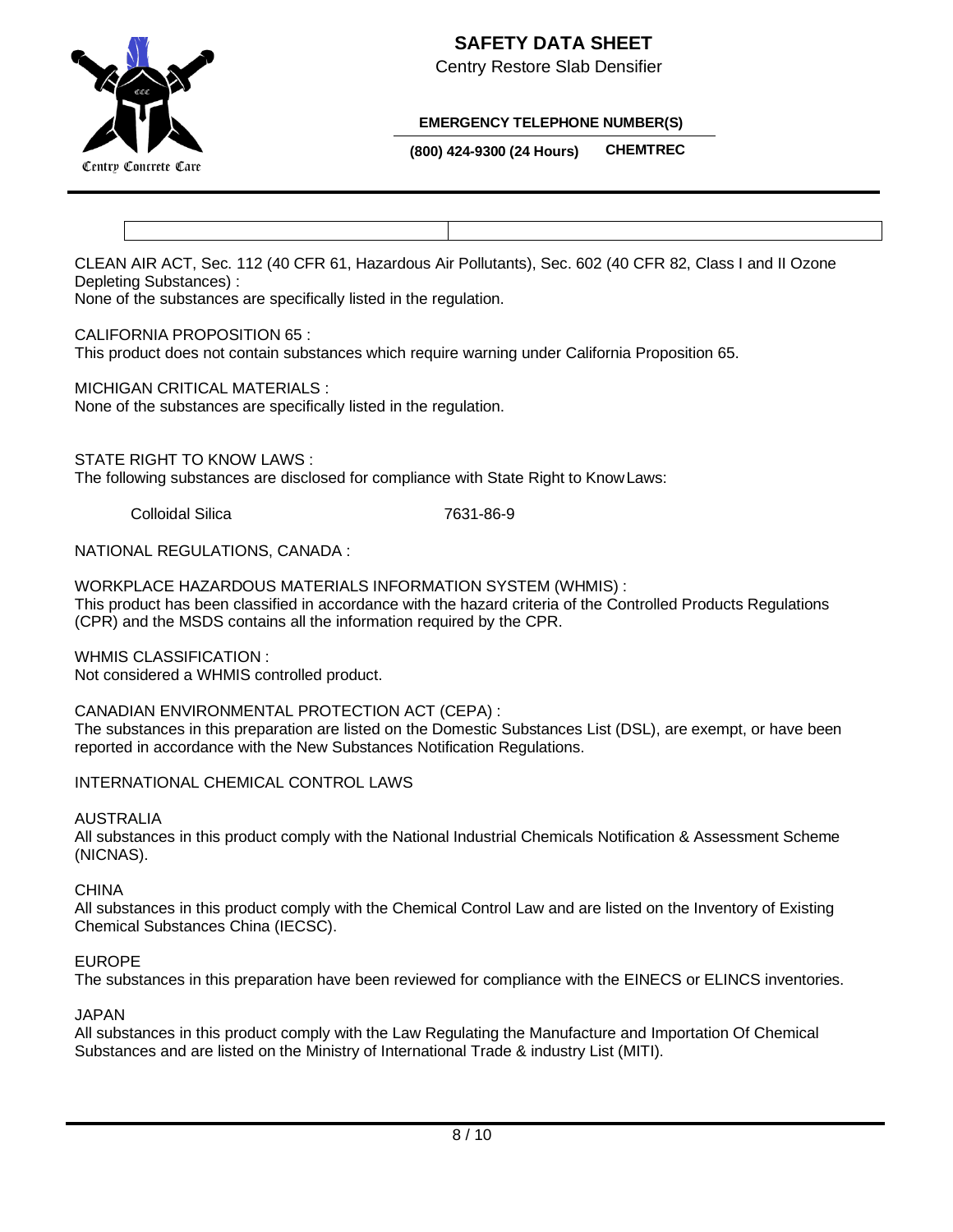CLEAN AIR ACT, Sec. 112 (40 CFR 61, Hazardous Air Pollutants), Sec. 602 (40 CFR 82, Class I and II Ozone Depleting Substances) :
None of the substances are specifically listed in the regulation.

CALIFORNIA PROPOSITION 65 :
This product does not contain substances which require warning under California Proposition 65.

MICHIGAN CRITICAL MATERIALS :
None of the substances are specifically listed in the regulation.

STATE RIGHT TO KNOW LAWS :
The following substances are disclosed for compliance with State Right to Know Laws:

| Colloidal Silica | 7631-86-9 |
| --- | --- |

NATIONAL REGULATIONS, CANADA :

WORKPLACE HAZARDOUS MATERIALS INFORMATION SYSTEM (WHMIS) :
This product has been classified in accordance with the hazard criteria of the Controlled Products Regulations (CPR) and the MSDS contains all the information required by the CPR.

WHMIS CLASSIFICATION :
Not considered a WHMIS controlled product.

CANADIAN ENVIRONMENTAL PROTECTION ACT (CEPA) :
The substances in this preparation are listed on the Domestic Substances List (DSL), are exempt, or have been reported in accordance with the New Substances Notification Regulations.

INTERNATIONAL CHEMICAL CONTROL LAWS

AUSTRALIA
All substances in this product comply with the National Industrial Chemicals Notification & Assessment Scheme (NICNAS).

CHINA
All substances in this product comply with the Chemical Control Law and are listed on the Inventory of Existing Chemical Substances China (IECSC).

EUROPE
The substances in this preparation have been reviewed for compliance with the EINECS or ELINCS inventories.

JAPAN
All substances in this product comply with the Law Regulating the Manufacture and Importation Of Chemical Substances and are listed on the Ministry of International Trade & industry List (MITI).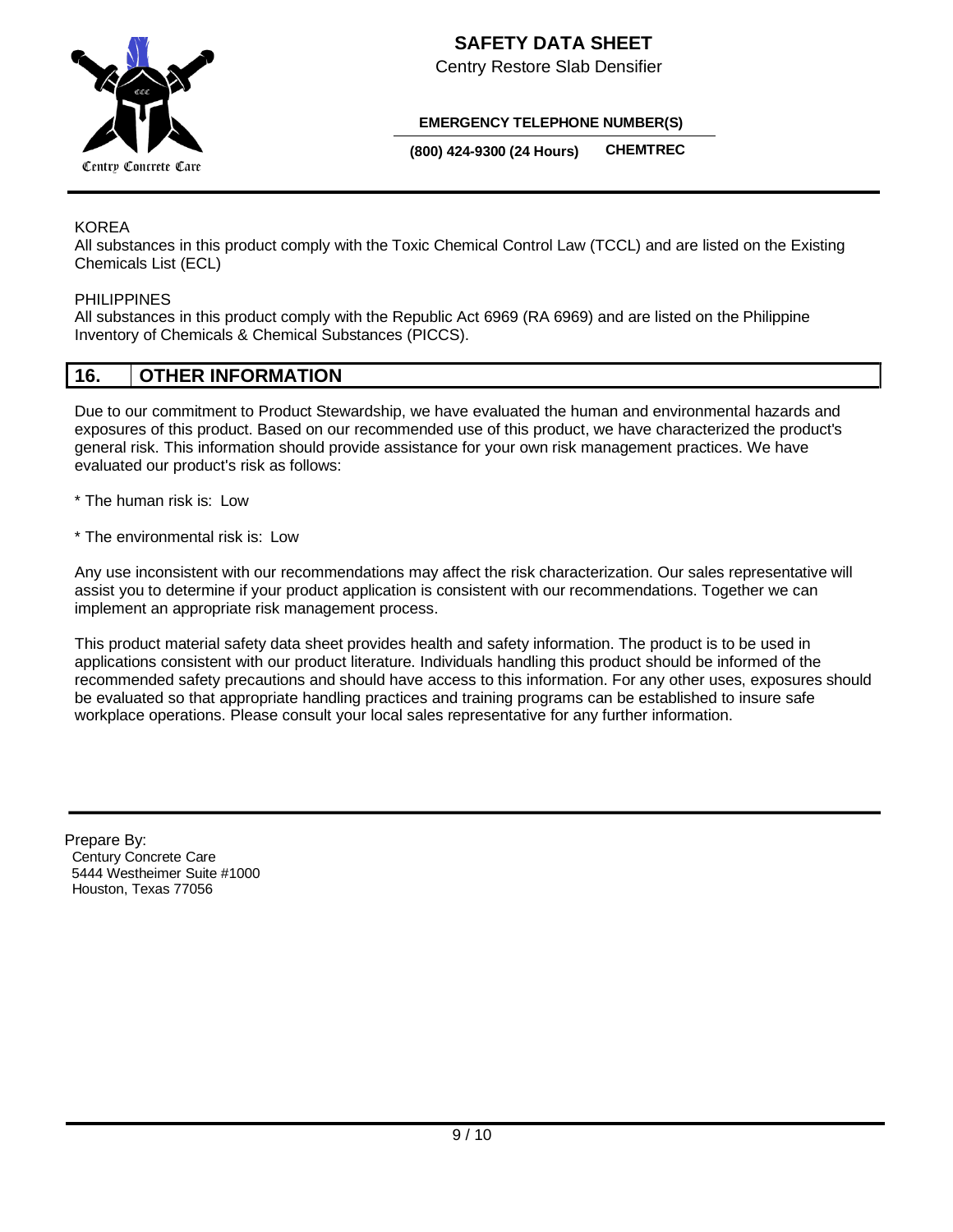KOREA
All substances in this product comply with the Toxic Chemical Control Law (TCCL) and are listed on the Existing Chemicals List (ECL)

PHILIPPINES
All substances in this product comply with the Republic Act 6969 (RA 6969) and are listed on the Philippine Inventory of Chemicals & Chemical Substances (PICCS).

## 16. OTHER INFORMATION

Due to our commitment to Product Stewardship, we have evaluated the human and environmental hazards and exposures of this product. Based on our recommended use of this product, we have characterized the product's general risk. This information should provide assistance for your own risk management practices. We have evaluated our product's risk as follows:

* The human risk is: Low

* The environmental risk is: Low

Any use inconsistent with our recommendations may affect the risk characterization. Our sales representative will assist you to determine if your product application is consistent with our recommendations. Together we can implement an appropriate risk management process.

This product material safety data sheet provides health and safety information. The product is to be used in applications consistent with our product literature. Individuals handling this product should be informed of the recommended safety precautions and should have access to this information. For any other uses, exposures should be evaluated so that appropriate handling practices and training programs can be established to insure safe workplace operations. Please consult your local sales representative for any further information.

---

Prepare By:
Century Concrete Care
5444 Westheimer Suite #1000
Houston, Texas 77056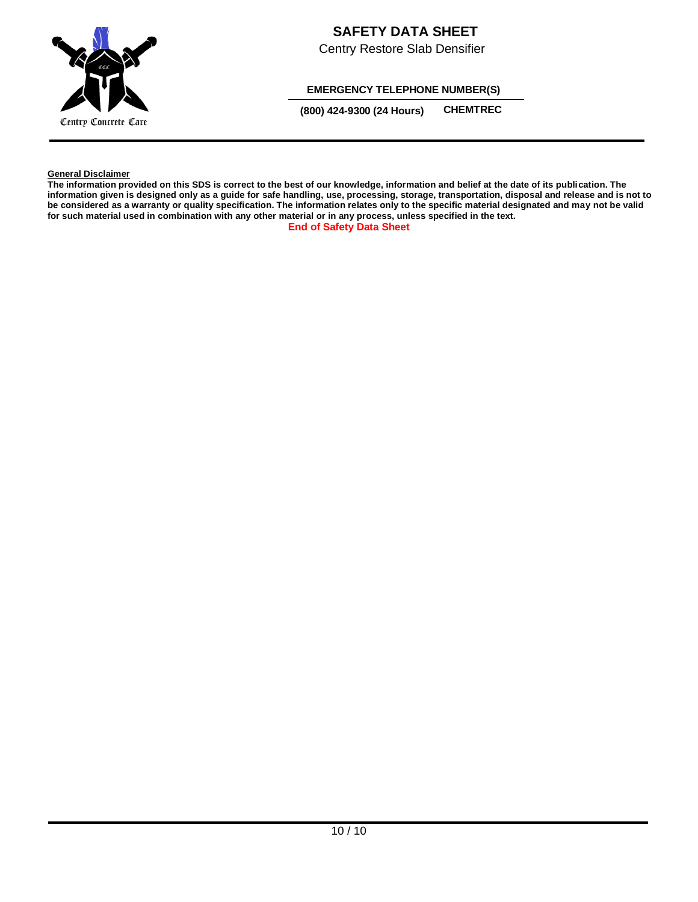**General Disclaimer**

**The information provided on this SDS is correct to the best of our knowledge, information and belief at the date of its publication. The information given is designed only as a guide for safe handling, use, processing, storage, transportation, disposal and release and is not to be considered as a warranty or quality specification. The information relates only to the specific material designated and may not be valid for such material used in combination with any other material or in any process, unless specified in the text.**

**End of Safety Data Sheet**